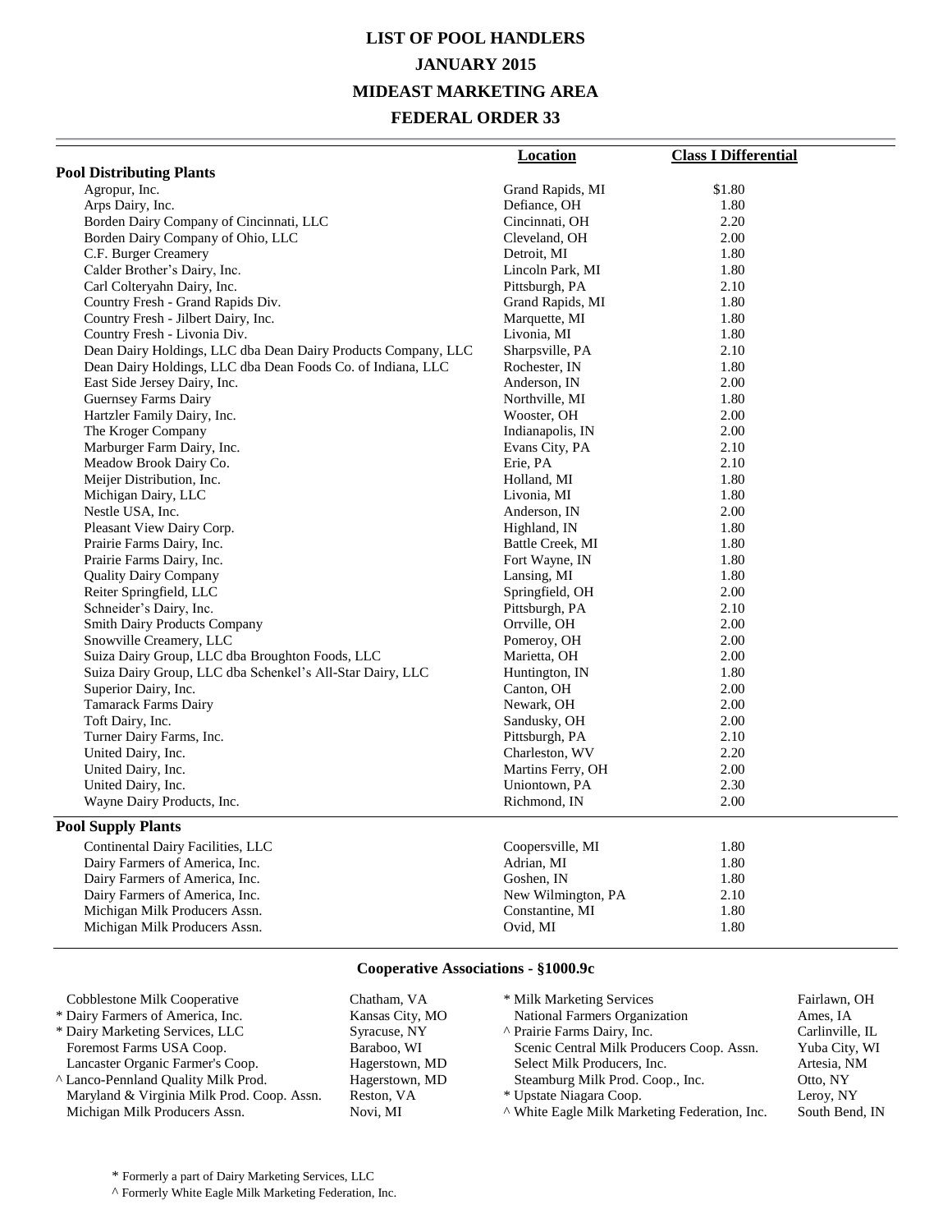# LIST OF POOL HANDLERS
# JANUARY 2015
# MIDEAST MARKETING AREA
# FEDERAL ORDER 33

| | Location | Class I Differential |
|---|---|---|
| **Pool Distributing Plants** | | |
| Agropur, Inc. | Grand Rapids, MI | $1.80 |
| Arps Dairy, Inc. | Defiance, OH | 1.80 |
| Borden Dairy Company of Cincinnati, LLC | Cincinnati, OH | 2.20 |
| Borden Dairy Company of Ohio, LLC | Cleveland, OH | 2.00 |
| C.F. Burger Creamery | Detroit, MI | 1.80 |
| Calder Brother's Dairy, Inc. | Lincoln Park, MI | 1.80 |
| Carl Colteryahn Dairy, Inc. | Pittsburgh, PA | 2.10 |
| Country Fresh - Grand Rapids Div. | Grand Rapids, MI | 1.80 |
| Country Fresh - Jilbert Dairy, Inc. | Marquette, MI | 1.80 |
| Country Fresh - Livonia Div. | Livonia, MI | 1.80 |
| Dean Dairy Holdings, LLC dba Dean Dairy Products Company, LLC | Sharpsville, PA | 2.10 |
| Dean Dairy Holdings, LLC dba Dean Foods Co. of Indiana, LLC | Rochester, IN | 1.80 |
| East Side Jersey Dairy, Inc. | Anderson, IN | 2.00 |
| Guernsey Farms Dairy | Northville, MI | 1.80 |
| Hartzler Family Dairy, Inc. | Wooster, OH | 2.00 |
| The Kroger Company | Indianapolis, IN | 2.00 |
| Marburger Farm Dairy, Inc. | Evans City, PA | 2.10 |
| Meadow Brook Dairy Co. | Erie, PA | 2.10 |
| Meijer Distribution, Inc. | Holland, MI | 1.80 |
| Michigan Dairy, LLC | Livonia, MI | 1.80 |
| Nestle USA, Inc. | Anderson, IN | 2.00 |
| Pleasant View Dairy Corp. | Highland, IN | 1.80 |
| Prairie Farms Dairy, Inc. | Battle Creek, MI | 1.80 |
| Prairie Farms Dairy, Inc. | Fort Wayne, IN | 1.80 |
| Quality Dairy Company | Lansing, MI | 1.80 |
| Reiter Springfield, LLC | Springfield, OH | 2.00 |
| Schneider's Dairy, Inc. | Pittsburgh, PA | 2.10 |
| Smith Dairy Products Company | Orrville, OH | 2.00 |
| Snowville Creamery, LLC | Pomeroy, OH | 2.00 |
| Suiza Dairy Group, LLC dba Broughton Foods, LLC | Marietta, OH | 2.00 |
| Suiza Dairy Group, LLC dba Schenkel's All-Star Dairy, LLC | Huntington, IN | 1.80 |
| Superior Dairy, Inc. | Canton, OH | 2.00 |
| Tamarack Farms Dairy | Newark, OH | 2.00 |
| Toft Dairy, Inc. | Sandusky, OH | 2.00 |
| Turner Dairy Farms, Inc. | Pittsburgh, PA | 2.10 |
| United Dairy, Inc. | Charleston, WV | 2.20 |
| United Dairy, Inc. | Martins Ferry, OH | 2.00 |
| United Dairy, Inc. | Uniontown, PA | 2.30 |
| Wayne Dairy Products, Inc. | Richmond, IN | 2.00 |
| **Pool Supply Plants** | | |
| Continental Dairy Facilities, LLC | Coopersville, MI | 1.80 |
| Dairy Farmers of America, Inc. | Adrian, MI | 1.80 |
| Dairy Farmers of America, Inc. | Goshen, IN | 1.80 |
| Dairy Farmers of America, Inc. | New Wilmington, PA | 2.10 |
| Michigan Milk Producers Assn. | Constantine, MI | 1.80 |
| Michigan Milk Producers Assn. | Ovid, MI | 1.80 |

## Cooperative Associations - §1000.9c

| Cooperative | Location |
|---|---|
| Cobblestone Milk Cooperative | Chatham, VA |
| * Dairy Farmers of America, Inc. | Kansas City, MO |
| * Dairy Marketing Services, LLC | Syracuse, NY |
| Foremost Farms USA Coop. | Baraboo, WI |
| Lancaster Organic Farmer's Coop. | Hagerstown, MD |
| ^ Lanco-Pennland Quality Milk Prod. | Hagerstown, MD |
| Maryland & Virginia Milk Prod. Coop. Assn. | Reston, VA |
| Michigan Milk Producers Assn. | Novi, MI |
| * Milk Marketing Services | Fairlawn, OH |
| National Farmers Organization | Ames, IA |
| ^ Prairie Farms Dairy, Inc. | Carlinville, IL |
| Scenic Central Milk Producers Coop. Assn. | Yuba City, WI |
| Select Milk Producers, Inc. | Artesia, NM |
| Steamburg Milk Prod. Coop., Inc. | Otto, NY |
| * Upstate Niagara Coop. | Leroy, NY |
| ^ White Eagle Milk Marketing Federation, Inc. | South Bend, IN |

\* Formerly a part of Dairy Marketing Services, LLC

^ Formerly White Eagle Milk Marketing Federation, Inc.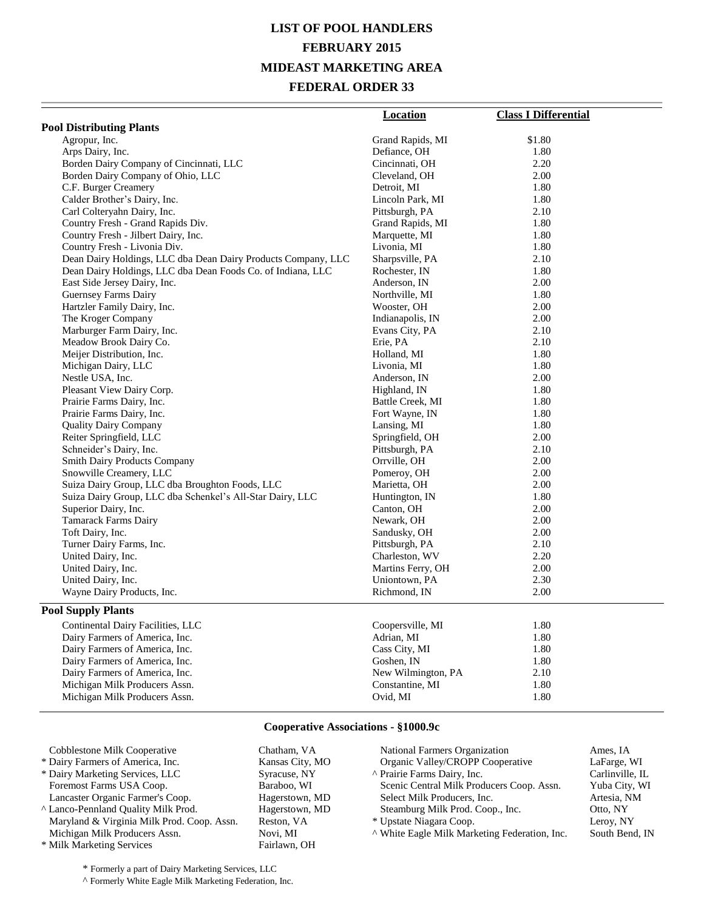# LIST OF POOL HANDLERS

# FEBRUARY 2015

# MIDEAST MARKETING AREA

# FEDERAL ORDER 33

| | Location | Class I Differential |
|---|---|---|
| **Pool Distributing Plants** | | |
| Agropur, Inc. | Grand Rapids, MI | $1.80 |
| Arps Dairy, Inc. | Defiance, OH | 1.80 |
| Borden Dairy Company of Cincinnati, LLC | Cincinnati, OH | 2.20 |
| Borden Dairy Company of Ohio, LLC | Cleveland, OH | 2.00 |
| C.F. Burger Creamery | Detroit, MI | 1.80 |
| Calder Brother's Dairy, Inc. | Lincoln Park, MI | 1.80 |
| Carl Colteryahn Dairy, Inc. | Pittsburgh, PA | 2.10 |
| Country Fresh - Grand Rapids Div. | Grand Rapids, MI | 1.80 |
| Country Fresh - Jilbert Dairy, Inc. | Marquette, MI | 1.80 |
| Country Fresh - Livonia Div. | Livonia, MI | 1.80 |
| Dean Dairy Holdings, LLC dba Dean Dairy Products Company, LLC | Sharpsville, PA | 2.10 |
| Dean Dairy Holdings, LLC dba Dean Foods Co. of Indiana, LLC | Rochester, IN | 1.80 |
| East Side Jersey Dairy, Inc. | Anderson, IN | 2.00 |
| Guernsey Farms Dairy | Northville, MI | 1.80 |
| Hartzler Family Dairy, Inc. | Wooster, OH | 2.00 |
| The Kroger Company | Indianapolis, IN | 2.00 |
| Marburger Farm Dairy, Inc. | Evans City, PA | 2.10 |
| Meadow Brook Dairy Co. | Erie, PA | 2.10 |
| Meijer Distribution, Inc. | Holland, MI | 1.80 |
| Michigan Dairy, LLC | Livonia, MI | 1.80 |
| Nestle USA, Inc. | Anderson, IN | 2.00 |
| Pleasant View Dairy Corp. | Highland, IN | 1.80 |
| Prairie Farms Dairy, Inc. | Battle Creek, MI | 1.80 |
| Prairie Farms Dairy, Inc. | Fort Wayne, IN | 1.80 |
| Quality Dairy Company | Lansing, MI | 1.80 |
| Reiter Springfield, LLC | Springfield, OH | 2.00 |
| Schneider's Dairy, Inc. | Pittsburgh, PA | 2.10 |
| Smith Dairy Products Company | Orrville, OH | 2.00 |
| Snowville Creamery, LLC | Pomeroy, OH | 2.00 |
| Suiza Dairy Group, LLC dba Broughton Foods, LLC | Marietta, OH | 2.00 |
| Suiza Dairy Group, LLC dba Schenkel's All-Star Dairy, LLC | Huntington, IN | 1.80 |
| Superior Dairy, Inc. | Canton, OH | 2.00 |
| Tamarack Farms Dairy | Newark, OH | 2.00 |
| Toft Dairy, Inc. | Sandusky, OH | 2.00 |
| Turner Dairy Farms, Inc. | Pittsburgh, PA | 2.10 |
| United Dairy, Inc. | Charleston, WV | 2.20 |
| United Dairy, Inc. | Martins Ferry, OH | 2.00 |
| United Dairy, Inc. | Uniontown, PA | 2.30 |
| Wayne Dairy Products, Inc. | Richmond, IN | 2.00 |
| **Pool Supply Plants** | | |
| Continental Dairy Facilities, LLC | Coopersville, MI | 1.80 |
| Dairy Farmers of America, Inc. | Adrian, MI | 1.80 |
| Dairy Farmers of America, Inc. | Cass City, MI | 1.80 |
| Dairy Farmers of America, Inc. | Goshen, IN | 1.80 |
| Dairy Farmers of America, Inc. | New Wilmington, PA | 2.10 |
| Michigan Milk Producers Assn. | Constantine, MI | 1.80 |
| Michigan Milk Producers Assn. | Ovid, MI | 1.80 |

## Cooperative Associations - §1000.9c

| Cooperative | Location |
|---|---|
| Cobblestone Milk Cooperative | Chatham, VA |
| * Dairy Farmers of America, Inc. | Kansas City, MO |
| * Dairy Marketing Services, LLC | Syracuse, NY |
| Foremost Farms USA Coop. | Baraboo, WI |
| Lancaster Organic Farmer's Coop. | Hagerstown, MD |
| ^ Lanco-Pennland Quality Milk Prod. | Hagerstown, MD |
| Maryland & Virginia Milk Prod. Coop. Assn. | Reston, VA |
| Michigan Milk Producers Assn. | Novi, MI |
| * Milk Marketing Services | Fairlawn, OH |
| National Farmers Organization | Ames, IA |
| Organic Valley/CROPP Cooperative | LaFarge, WI |
| ^ Prairie Farms Dairy, Inc. | Carlinville, IL |
| Scenic Central Milk Producers Coop. Assn. | Yuba City, WI |
| Select Milk Producers, Inc. | Artesia, NM |
| Steamburg Milk Prod. Coop., Inc. | Otto, NY |
| * Upstate Niagara Coop. | Leroy, NY |
| ^ White Eagle Milk Marketing Federation, Inc. | South Bend, IN |

\* Formerly a part of Dairy Marketing Services, LLC

^ Formerly White Eagle Milk Marketing Federation, Inc.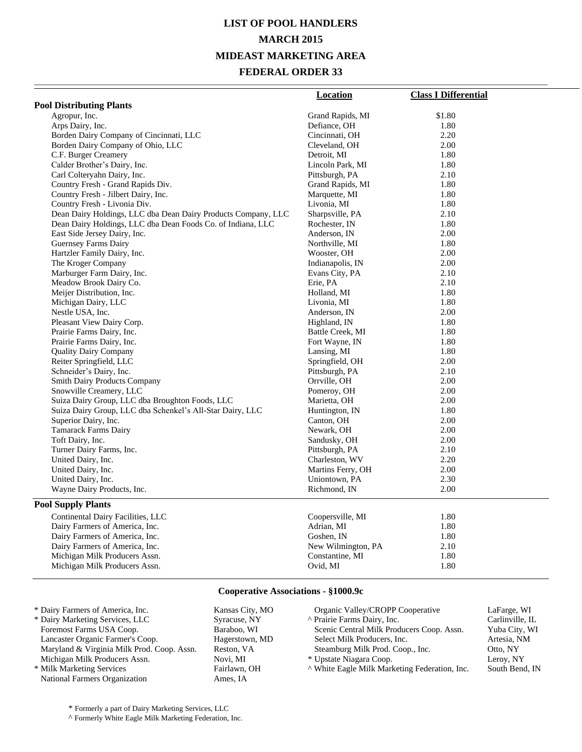# LIST OF POOL HANDLERS
# MARCH 2015
# MIDEAST MARKETING AREA
# FEDERAL ORDER 33

| | Location | Class I Differential |
|---|---|---|
| **Pool Distributing Plants** | | |
| Agropur, Inc. | Grand Rapids, MI | $1.80 |
| Arps Dairy, Inc. | Defiance, OH | 1.80 |
| Borden Dairy Company of Cincinnati, LLC | Cincinnati, OH | 2.20 |
| Borden Dairy Company of Ohio, LLC | Cleveland, OH | 2.00 |
| C.F. Burger Creamery | Detroit, MI | 1.80 |
| Calder Brother's Dairy, Inc. | Lincoln Park, MI | 1.80 |
| Carl Colteryahn Dairy, Inc. | Pittsburgh, PA | 2.10 |
| Country Fresh - Grand Rapids Div. | Grand Rapids, MI | 1.80 |
| Country Fresh - Jilbert Dairy, Inc. | Marquette, MI | 1.80 |
| Country Fresh - Livonia Div. | Livonia, MI | 1.80 |
| Dean Dairy Holdings, LLC dba Dean Dairy Products Company, LLC | Sharpsville, PA | 2.10 |
| Dean Dairy Holdings, LLC dba Dean Foods Co. of Indiana, LLC | Rochester, IN | 1.80 |
| East Side Jersey Dairy, Inc. | Anderson, IN | 2.00 |
| Guernsey Farms Dairy | Northville, MI | 1.80 |
| Hartzler Family Dairy, Inc. | Wooster, OH | 2.00 |
| The Kroger Company | Indianapolis, IN | 2.00 |
| Marburger Farm Dairy, Inc. | Evans City, PA | 2.10 |
| Meadow Brook Dairy Co. | Erie, PA | 2.10 |
| Meijer Distribution, Inc. | Holland, MI | 1.80 |
| Michigan Dairy, LLC | Livonia, MI | 1.80 |
| Nestle USA, Inc. | Anderson, IN | 2.00 |
| Pleasant View Dairy Corp. | Highland, IN | 1.80 |
| Prairie Farms Dairy, Inc. | Battle Creek, MI | 1.80 |
| Prairie Farms Dairy, Inc. | Fort Wayne, IN | 1.80 |
| Quality Dairy Company | Lansing, MI | 1.80 |
| Reiter Springfield, LLC | Springfield, OH | 2.00 |
| Schneider's Dairy, Inc. | Pittsburgh, PA | 2.10 |
| Smith Dairy Products Company | Orrville, OH | 2.00 |
| Snowville Creamery, LLC | Pomeroy, OH | 2.00 |
| Suiza Dairy Group, LLC dba Broughton Foods, LLC | Marietta, OH | 2.00 |
| Suiza Dairy Group, LLC dba Schenkel's All-Star Dairy, LLC | Huntington, IN | 1.80 |
| Superior Dairy, Inc. | Canton, OH | 2.00 |
| Tamarack Farms Dairy | Newark, OH | 2.00 |
| Toft Dairy, Inc. | Sandusky, OH | 2.00 |
| Turner Dairy Farms, Inc. | Pittsburgh, PA | 2.10 |
| United Dairy, Inc. | Charleston, WV | 2.20 |
| United Dairy, Inc. | Martins Ferry, OH | 2.00 |
| United Dairy, Inc. | Uniontown, PA | 2.30 |
| Wayne Dairy Products, Inc. | Richmond, IN | 2.00 |
| **Pool Supply Plants** | | |
| Continental Dairy Facilities, LLC | Coopersville, MI | 1.80 |
| Dairy Farmers of America, Inc. | Adrian, MI | 1.80 |
| Dairy Farmers of America, Inc. | Goshen, IN | 1.80 |
| Dairy Farmers of America, Inc. | New Wilmington, PA | 2.10 |
| Michigan Milk Producers Assn. | Constantine, MI | 1.80 |
| Michigan Milk Producers Assn. | Ovid, MI | 1.80 |

## Cooperative Associations - §1000.9c

| Cooperative | Location |
|---|---|
| * Dairy Farmers of America, Inc. | Kansas City, MO |
| * Dairy Marketing Services, LLC | Syracuse, NY |
| Foremost Farms USA Coop. | Baraboo, WI |
| Lancaster Organic Farmer's Coop. | Hagerstown, MD |
| Maryland & Virginia Milk Prod. Coop. Assn. | Reston, VA |
| Michigan Milk Producers Assn. | Novi, MI |
| * Milk Marketing Services | Fairlawn, OH |
| National Farmers Organization | Ames, IA |
| Organic Valley/CROPP Cooperative | LaFarge, WI |
| ^ Prairie Farms Dairy, Inc. | Carlinville, IL |
| Scenic Central Milk Producers Coop. Assn. | Yuba City, WI |
| Select Milk Producers, Inc. | Artesia, NM |
| Steamburg Milk Prod. Coop., Inc. | Otto, NY |
| * Upstate Niagara Coop. | Leroy, NY |
| ^ White Eagle Milk Marketing Federation, Inc. | South Bend, IN |

\* Formerly a part of Dairy Marketing Services, LLC

^ Formerly White Eagle Milk Marketing Federation, Inc.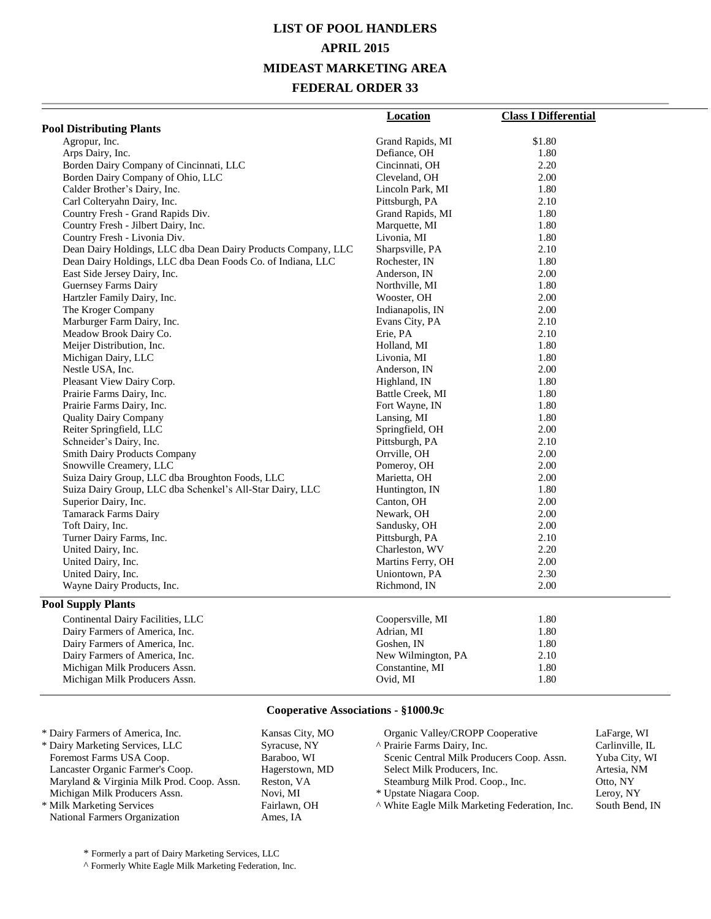# LIST OF POOL HANDLERS

## APRIL 2015

## MIDEAST MARKETING AREA

## FEDERAL ORDER 33

| | Location | Class I Differential |
|---|---|---|
| **Pool Distributing Plants** | | |
| Agropur, Inc. | Grand Rapids, MI | $1.80 |
| Arps Dairy, Inc. | Defiance, OH | 1.80 |
| Borden Dairy Company of Cincinnati, LLC | Cincinnati, OH | 2.20 |
| Borden Dairy Company of Ohio, LLC | Cleveland, OH | 2.00 |
| Calder Brother's Dairy, Inc. | Lincoln Park, MI | 1.80 |
| Carl Colteryahn Dairy, Inc. | Pittsburgh, PA | 2.10 |
| Country Fresh - Grand Rapids Div. | Grand Rapids, MI | 1.80 |
| Country Fresh - Jilbert Dairy, Inc. | Marquette, MI | 1.80 |
| Country Fresh - Livonia Div. | Livonia, MI | 1.80 |
| Dean Dairy Holdings, LLC dba Dean Dairy Products Company, LLC | Sharpsville, PA | 2.10 |
| Dean Dairy Holdings, LLC dba Dean Foods Co. of Indiana, LLC | Rochester, IN | 1.80 |
| East Side Jersey Dairy, Inc. | Anderson, IN | 2.00 |
| Guernsey Farms Dairy | Northville, MI | 1.80 |
| Hartzler Family Dairy, Inc. | Wooster, OH | 2.00 |
| The Kroger Company | Indianapolis, IN | 2.00 |
| Marburger Farm Dairy, Inc. | Evans City, PA | 2.10 |
| Meadow Brook Dairy Co. | Erie, PA | 2.10 |
| Meijer Distribution, Inc. | Holland, MI | 1.80 |
| Michigan Dairy, LLC | Livonia, MI | 1.80 |
| Nestle USA, Inc. | Anderson, IN | 2.00 |
| Pleasant View Dairy Corp. | Highland, IN | 1.80 |
| Prairie Farms Dairy, Inc. | Battle Creek, MI | 1.80 |
| Prairie Farms Dairy, Inc. | Fort Wayne, IN | 1.80 |
| Quality Dairy Company | Lansing, MI | 1.80 |
| Reiter Springfield, LLC | Springfield, OH | 2.00 |
| Schneider's Dairy, Inc. | Pittsburgh, PA | 2.10 |
| Smith Dairy Products Company | Orrville, OH | 2.00 |
| Snowville Creamery, LLC | Pomeroy, OH | 2.00 |
| Suiza Dairy Group, LLC dba Broughton Foods, LLC | Marietta, OH | 2.00 |
| Suiza Dairy Group, LLC dba Schenkel's All-Star Dairy, LLC | Huntington, IN | 1.80 |
| Superior Dairy, Inc. | Canton, OH | 2.00 |
| Tamarack Farms Dairy | Newark, OH | 2.00 |
| Toft Dairy, Inc. | Sandusky, OH | 2.00 |
| Turner Dairy Farms, Inc. | Pittsburgh, PA | 2.10 |
| United Dairy, Inc. | Charleston, WV | 2.20 |
| United Dairy, Inc. | Martins Ferry, OH | 2.00 |
| United Dairy, Inc. | Uniontown, PA | 2.30 |
| Wayne Dairy Products, Inc. | Richmond, IN | 2.00 |
| **Pool Supply Plants** | | |
| Continental Dairy Facilities, LLC | Coopersville, MI | 1.80 |
| Dairy Farmers of America, Inc. | Adrian, MI | 1.80 |
| Dairy Farmers of America, Inc. | Goshen, IN | 1.80 |
| Dairy Farmers of America, Inc. | New Wilmington, PA | 2.10 |
| Michigan Milk Producers Assn. | Constantine, MI | 1.80 |
| Michigan Milk Producers Assn. | Ovid, MI | 1.80 |

### Cooperative Associations - §1000.9c

| Cooperative | Location |
|---|---|
| * Dairy Farmers of America, Inc. | Kansas City, MO |
| * Dairy Marketing Services, LLC | Syracuse, NY |
| Foremost Farms USA Coop. | Baraboo, WI |
| Lancaster Organic Farmer's Coop. | Hagerstown, MD |
| Maryland & Virginia Milk Prod. Coop. Assn. | Reston, VA |
| Michigan Milk Producers Assn. | Novi, MI |
| * Milk Marketing Services | Fairlawn, OH |
| National Farmers Organization | Ames, IA |
| Organic Valley/CROPP Cooperative | LaFarge, WI |
| ^ Prairie Farms Dairy, Inc. | Carlinville, IL |
| Scenic Central Milk Producers Coop. Assn. | Yuba City, WI |
| Select Milk Producers, Inc. | Artesia, NM |
| Steamburg Milk Prod. Coop., Inc. | Otto, NY |
| * Upstate Niagara Coop. | Leroy, NY |
| ^ White Eagle Milk Marketing Federation, Inc. | South Bend, IN |

\* Formerly a part of Dairy Marketing Services, LLC

^ Formerly White Eagle Milk Marketing Federation, Inc.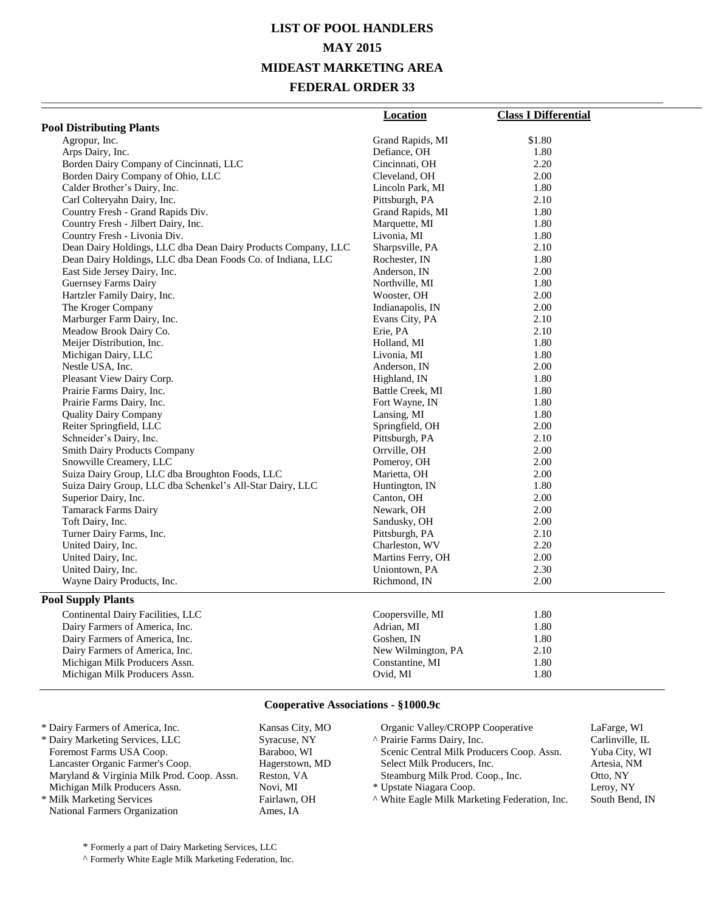# LIST OF POOL HANDLERS

# MAY 2015

# MIDEAST MARKETING AREA

# FEDERAL ORDER 33

| | Location | Class I Differential |
|---|---|---|
| **Pool Distributing Plants** | | |
| Agropur, Inc. | Grand Rapids, MI | $1.80 |
| Arps Dairy, Inc. | Defiance, OH | 1.80 |
| Borden Dairy Company of Cincinnati, LLC | Cincinnati, OH | 2.20 |
| Borden Dairy Company of Ohio, LLC | Cleveland, OH | 2.00 |
| Calder Brother's Dairy, Inc. | Lincoln Park, MI | 1.80 |
| Carl Colteryahn Dairy, Inc. | Pittsburgh, PA | 2.10 |
| Country Fresh - Grand Rapids Div. | Grand Rapids, MI | 1.80 |
| Country Fresh - Jilbert Dairy, Inc. | Marquette, MI | 1.80 |
| Country Fresh - Livonia Div. | Livonia, MI | 1.80 |
| Dean Dairy Holdings, LLC dba Dean Dairy Products Company, LLC | Sharpsville, PA | 2.10 |
| Dean Dairy Holdings, LLC dba Dean Foods Co. of Indiana, LLC | Rochester, IN | 1.80 |
| East Side Jersey Dairy, Inc. | Anderson, IN | 2.00 |
| Guernsey Farms Dairy | Northville, MI | 1.80 |
| Hartzler Family Dairy, Inc. | Wooster, OH | 2.00 |
| The Kroger Company | Indianapolis, IN | 2.00 |
| Marburger Farm Dairy, Inc. | Evans City, PA | 2.10 |
| Meadow Brook Dairy Co. | Erie, PA | 2.10 |
| Meijer Distribution, Inc. | Holland, MI | 1.80 |
| Michigan Dairy, LLC | Livonia, MI | 1.80 |
| Nestle USA, Inc. | Anderson, IN | 2.00 |
| Pleasant View Dairy Corp. | Highland, IN | 1.80 |
| Prairie Farms Dairy, Inc. | Battle Creek, MI | 1.80 |
| Prairie Farms Dairy, Inc. | Fort Wayne, IN | 1.80 |
| Quality Dairy Company | Lansing, MI | 1.80 |
| Reiter Springfield, LLC | Springfield, OH | 2.00 |
| Schneider's Dairy, Inc. | Pittsburgh, PA | 2.10 |
| Smith Dairy Products Company | Orrville, OH | 2.00 |
| Snowville Creamery, LLC | Pomeroy, OH | 2.00 |
| Suiza Dairy Group, LLC dba Broughton Foods, LLC | Marietta, OH | 2.00 |
| Suiza Dairy Group, LLC dba Schenkel's All-Star Dairy, LLC | Huntington, IN | 1.80 |
| Superior Dairy, Inc. | Canton, OH | 2.00 |
| Tamarack Farms Dairy | Newark, OH | 2.00 |
| Toft Dairy, Inc. | Sandusky, OH | 2.00 |
| Turner Dairy Farms, Inc. | Pittsburgh, PA | 2.10 |
| United Dairy, Inc. | Charleston, WV | 2.20 |
| United Dairy, Inc. | Martins Ferry, OH | 2.00 |
| United Dairy, Inc. | Uniontown, PA | 2.30 |
| Wayne Dairy Products, Inc. | Richmond, IN | 2.00 |
| **Pool Supply Plants** | | |
| Continental Dairy Facilities, LLC | Coopersville, MI | 1.80 |
| Dairy Farmers of America, Inc. | Adrian, MI | 1.80 |
| Dairy Farmers of America, Inc. | Goshen, IN | 1.80 |
| Dairy Farmers of America, Inc. | New Wilmington, PA | 2.10 |
| Michigan Milk Producers Assn. | Constantine, MI | 1.80 |
| Michigan Milk Producers Assn. | Ovid, MI | 1.80 |

## Cooperative Associations - §1000.9c

| Cooperative | Location |
|---|---|
| * Dairy Farmers of America, Inc. | Kansas City, MO |
| * Dairy Marketing Services, LLC | Syracuse, NY |
| Foremost Farms USA Coop. | Baraboo, WI |
| Lancaster Organic Farmer's Coop. | Hagerstown, MD |
| Maryland & Virginia Milk Prod. Coop. Assn. | Reston, VA |
| Michigan Milk Producers Assn. | Novi, MI |
| * Milk Marketing Services | Fairlawn, OH |
| National Farmers Organization | Ames, IA |
| Organic Valley/CROPP Cooperative | LaFarge, WI |
| ^ Prairie Farms Dairy, Inc. | Carlinville, IL |
| Scenic Central Milk Producers Coop. Assn. | Yuba City, WI |
| Select Milk Producers, Inc. | Artesia, NM |
| Steamburg Milk Prod. Coop., Inc. | Otto, NY |
| * Upstate Niagara Coop. | Leroy, NY |
| ^ White Eagle Milk Marketing Federation, Inc. | South Bend, IN |

\* Formerly a part of Dairy Marketing Services, LLC

^ Formerly White Eagle Milk Marketing Federation, Inc.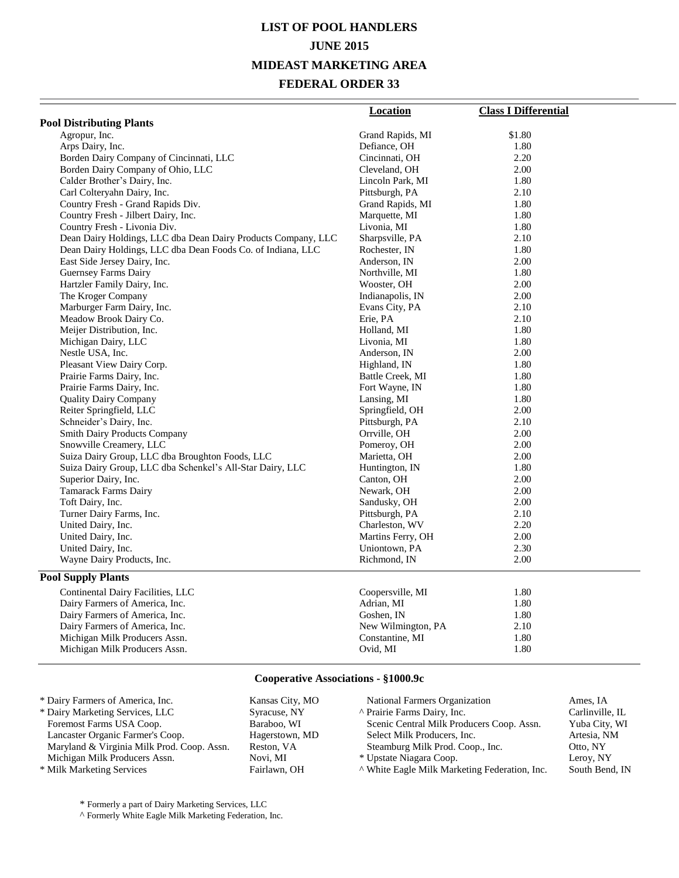# LIST OF POOL HANDLERS

## JUNE 2015

## MIDEAST MARKETING AREA

## FEDERAL ORDER 33

| | Location | Class I Differential |
|---|---|---|
| **Pool Distributing Plants** | | |
| Agropur, Inc. | Grand Rapids, MI | $1.80 |
| Arps Dairy, Inc. | Defiance, OH | 1.80 |
| Borden Dairy Company of Cincinnati, LLC | Cincinnati, OH | 2.20 |
| Borden Dairy Company of Ohio, LLC | Cleveland, OH | 2.00 |
| Calder Brother's Dairy, Inc. | Lincoln Park, MI | 1.80 |
| Carl Colteryahn Dairy, Inc. | Pittsburgh, PA | 2.10 |
| Country Fresh - Grand Rapids Div. | Grand Rapids, MI | 1.80 |
| Country Fresh - Jilbert Dairy, Inc. | Marquette, MI | 1.80 |
| Country Fresh - Livonia Div. | Livonia, MI | 1.80 |
| Dean Dairy Holdings, LLC dba Dean Dairy Products Company, LLC | Sharpsville, PA | 2.10 |
| Dean Dairy Holdings, LLC dba Dean Foods Co. of Indiana, LLC | Rochester, IN | 1.80 |
| East Side Jersey Dairy, Inc. | Anderson, IN | 2.00 |
| Guernsey Farms Dairy | Northville, MI | 1.80 |
| Hartzler Family Dairy, Inc. | Wooster, OH | 2.00 |
| The Kroger Company | Indianapolis, IN | 2.00 |
| Marburger Farm Dairy, Inc. | Evans City, PA | 2.10 |
| Meadow Brook Dairy Co. | Erie, PA | 2.10 |
| Meijer Distribution, Inc. | Holland, MI | 1.80 |
| Michigan Dairy, LLC | Livonia, MI | 1.80 |
| Nestle USA, Inc. | Anderson, IN | 2.00 |
| Pleasant View Dairy Corp. | Highland, IN | 1.80 |
| Prairie Farms Dairy, Inc. | Battle Creek, MI | 1.80 |
| Prairie Farms Dairy, Inc. | Fort Wayne, IN | 1.80 |
| Quality Dairy Company | Lansing, MI | 1.80 |
| Reiter Springfield, LLC | Springfield, OH | 2.00 |
| Schneider's Dairy, Inc. | Pittsburgh, PA | 2.10 |
| Smith Dairy Products Company | Orrville, OH | 2.00 |
| Snowville Creamery, LLC | Pomeroy, OH | 2.00 |
| Suiza Dairy Group, LLC dba Broughton Foods, LLC | Marietta, OH | 2.00 |
| Suiza Dairy Group, LLC dba Schenkel's All-Star Dairy, LLC | Huntington, IN | 1.80 |
| Superior Dairy, Inc. | Canton, OH | 2.00 |
| Tamarack Farms Dairy | Newark, OH | 2.00 |
| Toft Dairy, Inc. | Sandusky, OH | 2.00 |
| Turner Dairy Farms, Inc. | Pittsburgh, PA | 2.10 |
| United Dairy, Inc. | Charleston, WV | 2.20 |
| United Dairy, Inc. | Martins Ferry, OH | 2.00 |
| United Dairy, Inc. | Uniontown, PA | 2.30 |
| Wayne Dairy Products, Inc. | Richmond, IN | 2.00 |
| **Pool Supply Plants** | | |
| Continental Dairy Facilities, LLC | Coopersville, MI | 1.80 |
| Dairy Farmers of America, Inc. | Adrian, MI | 1.80 |
| Dairy Farmers of America, Inc. | Goshen, IN | 1.80 |
| Dairy Farmers of America, Inc. | New Wilmington, PA | 2.10 |
| Michigan Milk Producers Assn. | Constantine, MI | 1.80 |
| Michigan Milk Producers Assn. | Ovid, MI | 1.80 |

### Cooperative Associations - §1000.9c

| Cooperative | Location |
|---|---|
| * Dairy Farmers of America, Inc. | Kansas City, MO |
| * Dairy Marketing Services, LLC | Syracuse, NY |
| Foremost Farms USA Coop. | Baraboo, WI |
| Lancaster Organic Farmer's Coop. | Hagerstown, MD |
| Maryland & Virginia Milk Prod. Coop. Assn. | Reston, VA |
| Michigan Milk Producers Assn. | Novi, MI |
| * Milk Marketing Services | Fairlawn, OH |
| National Farmers Organization | Ames, IA |
| ^ Prairie Farms Dairy, Inc. | Carlinville, IL |
| Scenic Central Milk Producers Coop. Assn. | Yuba City, WI |
| Select Milk Producers, Inc. | Artesia, NM |
| Steamburg Milk Prod. Coop., Inc. | Otto, NY |
| * Upstate Niagara Coop. | Leroy, NY |
| ^ White Eagle Milk Marketing Federation, Inc. | South Bend, IN |

\* Formerly a part of Dairy Marketing Services, LLC

^ Formerly White Eagle Milk Marketing Federation, Inc.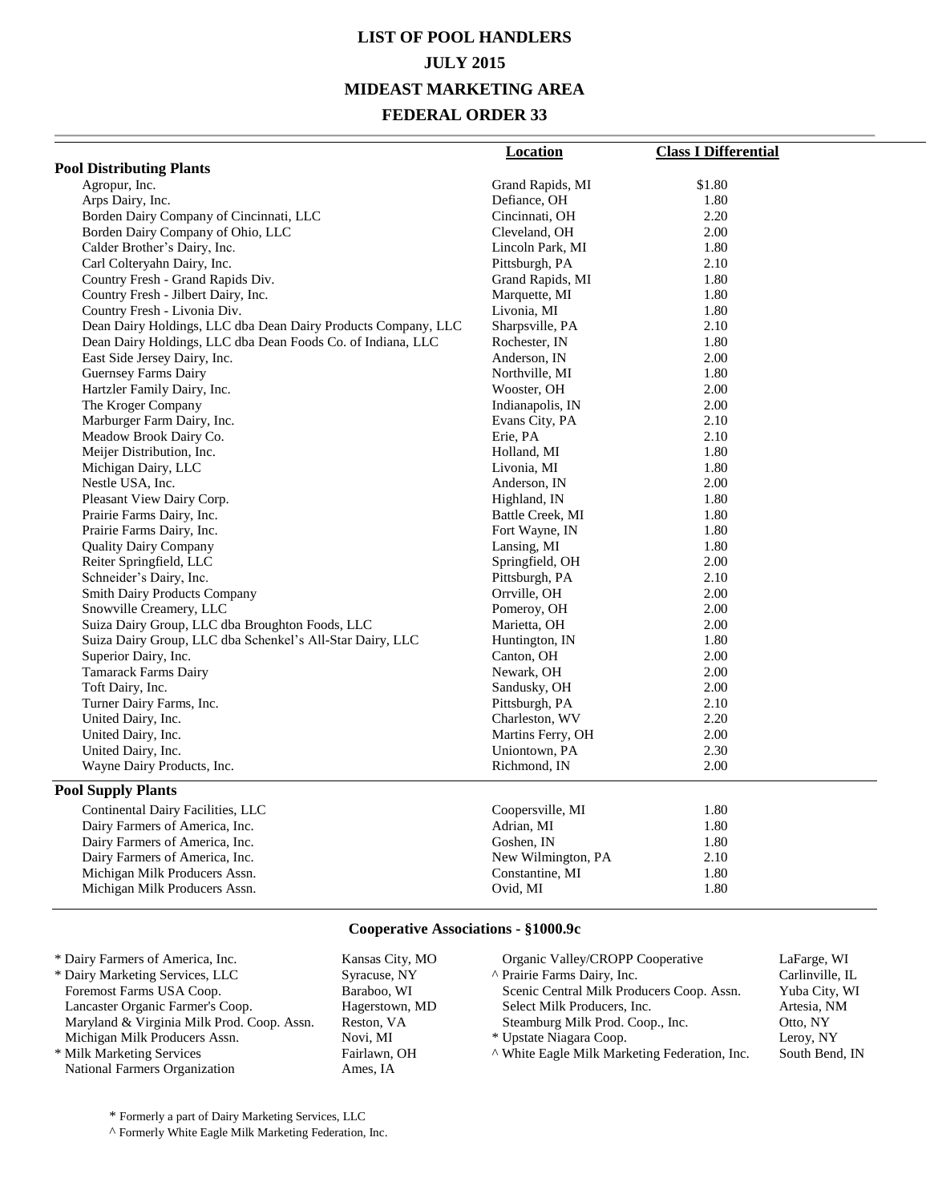# LIST OF POOL HANDLERS

## JULY 2015

## MIDEAST MARKETING AREA

## FEDERAL ORDER 33

| | Location | Class I Differential |
|---|---|---|
| **Pool Distributing Plants** | | |
| Agropur, Inc. | Grand Rapids, MI | $1.80 |
| Arps Dairy, Inc. | Defiance, OH | 1.80 |
| Borden Dairy Company of Cincinnati, LLC | Cincinnati, OH | 2.20 |
| Borden Dairy Company of Ohio, LLC | Cleveland, OH | 2.00 |
| Calder Brother's Dairy, Inc. | Lincoln Park, MI | 1.80 |
| Carl Colteryahn Dairy, Inc. | Pittsburgh, PA | 2.10 |
| Country Fresh - Grand Rapids Div. | Grand Rapids, MI | 1.80 |
| Country Fresh - Jilbert Dairy, Inc. | Marquette, MI | 1.80 |
| Country Fresh - Livonia Div. | Livonia, MI | 1.80 |
| Dean Dairy Holdings, LLC dba Dean Dairy Products Company, LLC | Sharpsville, PA | 2.10 |
| Dean Dairy Holdings, LLC dba Dean Foods Co. of Indiana, LLC | Rochester, IN | 1.80 |
| East Side Jersey Dairy, Inc. | Anderson, IN | 2.00 |
| Guernsey Farms Dairy | Northville, MI | 1.80 |
| Hartzler Family Dairy, Inc. | Wooster, OH | 2.00 |
| The Kroger Company | Indianapolis, IN | 2.00 |
| Marburger Farm Dairy, Inc. | Evans City, PA | 2.10 |
| Meadow Brook Dairy Co. | Erie, PA | 2.10 |
| Meijer Distribution, Inc. | Holland, MI | 1.80 |
| Michigan Dairy, LLC | Livonia, MI | 1.80 |
| Nestle USA, Inc. | Anderson, IN | 2.00 |
| Pleasant View Dairy Corp. | Highland, IN | 1.80 |
| Prairie Farms Dairy, Inc. | Battle Creek, MI | 1.80 |
| Prairie Farms Dairy, Inc. | Fort Wayne, IN | 1.80 |
| Quality Dairy Company | Lansing, MI | 1.80 |
| Reiter Springfield, LLC | Springfield, OH | 2.00 |
| Schneider's Dairy, Inc. | Pittsburgh, PA | 2.10 |
| Smith Dairy Products Company | Orrville, OH | 2.00 |
| Snowville Creamery, LLC | Pomeroy, OH | 2.00 |
| Suiza Dairy Group, LLC dba Broughton Foods, LLC | Marietta, OH | 2.00 |
| Suiza Dairy Group, LLC dba Schenkel's All-Star Dairy, LLC | Huntington, IN | 1.80 |
| Superior Dairy, Inc. | Canton, OH | 2.00 |
| Tamarack Farms Dairy | Newark, OH | 2.00 |
| Toft Dairy, Inc. | Sandusky, OH | 2.00 |
| Turner Dairy Farms, Inc. | Pittsburgh, PA | 2.10 |
| United Dairy, Inc. | Charleston, WV | 2.20 |
| United Dairy, Inc. | Martins Ferry, OH | 2.00 |
| United Dairy, Inc. | Uniontown, PA | 2.30 |
| Wayne Dairy Products, Inc. | Richmond, IN | 2.00 |
| **Pool Supply Plants** | | |
| Continental Dairy Facilities, LLC | Coopersville, MI | 1.80 |
| Dairy Farmers of America, Inc. | Adrian, MI | 1.80 |
| Dairy Farmers of America, Inc. | Goshen, IN | 1.80 |
| Dairy Farmers of America, Inc. | New Wilmington, PA | 2.10 |
| Michigan Milk Producers Assn. | Constantine, MI | 1.80 |
| Michigan Milk Producers Assn. | Ovid, MI | 1.80 |

### Cooperative Associations - §1000.9c

| Cooperative | Location |
|---|---|
| * Dairy Farmers of America, Inc. | Kansas City, MO |
| * Dairy Marketing Services, LLC | Syracuse, NY |
| Foremost Farms USA Coop. | Baraboo, WI |
| Lancaster Organic Farmer's Coop. | Hagerstown, MD |
| Maryland & Virginia Milk Prod. Coop. Assn. | Reston, VA |
| Michigan Milk Producers Assn. | Novi, MI |
| * Milk Marketing Services | Fairlawn, OH |
| National Farmers Organization | Ames, IA |
| Organic Valley/CROPP Cooperative | LaFarge, WI |
| ^ Prairie Farms Dairy, Inc. | Carlinville, IL |
| Scenic Central Milk Producers Coop. Assn. | Yuba City, WI |
| Select Milk Producers, Inc. | Artesia, NM |
| Steamburg Milk Prod. Coop., Inc. | Otto, NY |
| * Upstate Niagara Coop. | Leroy, NY |
| ^ White Eagle Milk Marketing Federation, Inc. | South Bend, IN |

* Formerly a part of Dairy Marketing Services, LLC

^ Formerly White Eagle Milk Marketing Federation, Inc.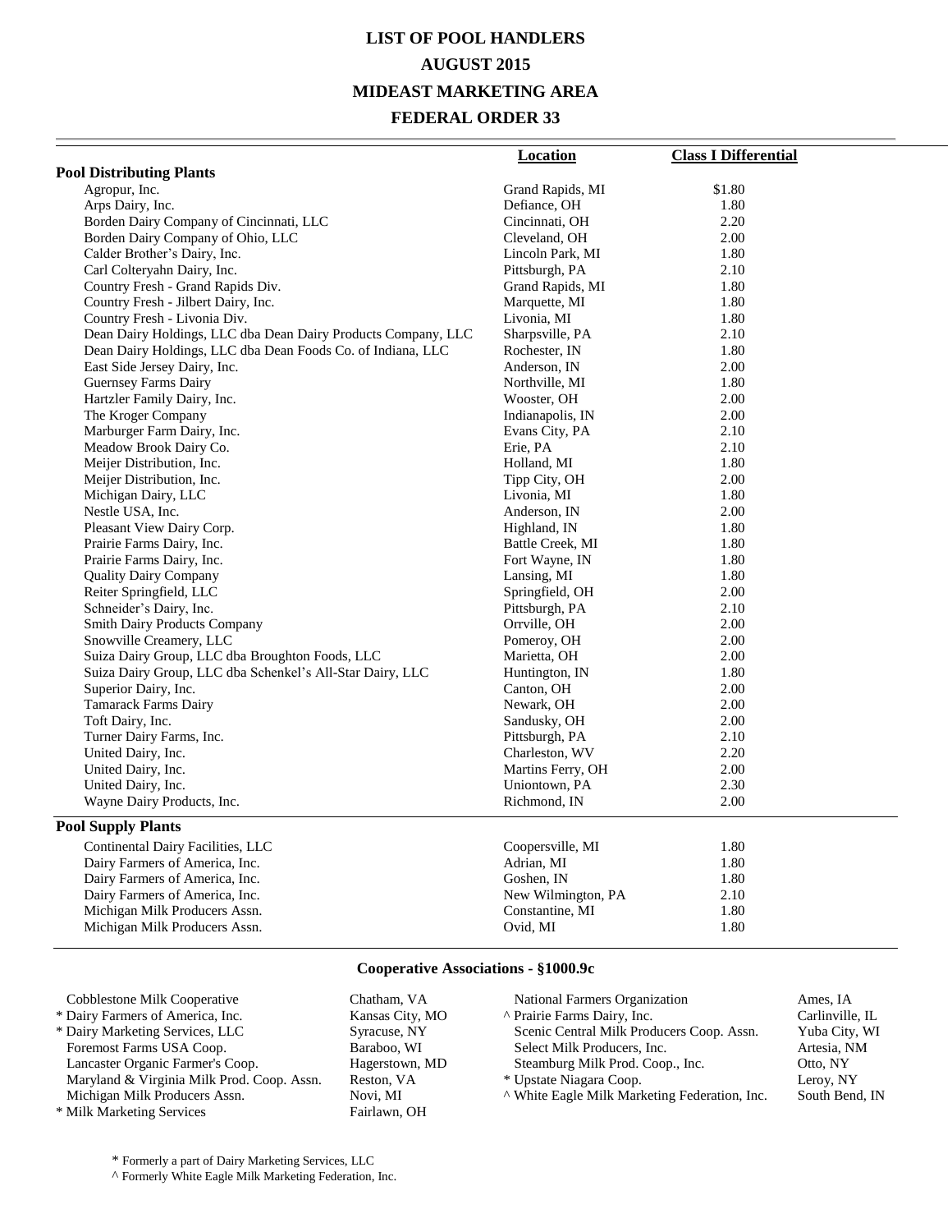# LIST OF POOL HANDLERS

## AUGUST 2015

## MIDEAST MARKETING AREA

## FEDERAL ORDER 33

| | Location | Class I Differential |
|---|---|---|
| **Pool Distributing Plants** | | |
| Agropur, Inc. | Grand Rapids, MI | $1.80 |
| Arps Dairy, Inc. | Defiance, OH | 1.80 |
| Borden Dairy Company of Cincinnati, LLC | Cincinnati, OH | 2.20 |
| Borden Dairy Company of Ohio, LLC | Cleveland, OH | 2.00 |
| Calder Brother's Dairy, Inc. | Lincoln Park, MI | 1.80 |
| Carl Colteryahn Dairy, Inc. | Pittsburgh, PA | 2.10 |
| Country Fresh - Grand Rapids Div. | Grand Rapids, MI | 1.80 |
| Country Fresh - Jilbert Dairy, Inc. | Marquette, MI | 1.80 |
| Country Fresh - Livonia Div. | Livonia, MI | 1.80 |
| Dean Dairy Holdings, LLC dba Dean Dairy Products Company, LLC | Sharpsville, PA | 2.10 |
| Dean Dairy Holdings, LLC dba Dean Foods Co. of Indiana, LLC | Rochester, IN | 1.80 |
| East Side Jersey Dairy, Inc. | Anderson, IN | 2.00 |
| Guernsey Farms Dairy | Northville, MI | 1.80 |
| Hartzler Family Dairy, Inc. | Wooster, OH | 2.00 |
| The Kroger Company | Indianapolis, IN | 2.00 |
| Marburger Farm Dairy, Inc. | Evans City, PA | 2.10 |
| Meadow Brook Dairy Co. | Erie, PA | 2.10 |
| Meijer Distribution, Inc. | Holland, MI | 1.80 |
| Meijer Distribution, Inc. | Tipp City, OH | 2.00 |
| Michigan Dairy, LLC | Livonia, MI | 1.80 |
| Nestle USA, Inc. | Anderson, IN | 2.00 |
| Pleasant View Dairy Corp. | Highland, IN | 1.80 |
| Prairie Farms Dairy, Inc. | Battle Creek, MI | 1.80 |
| Prairie Farms Dairy, Inc. | Fort Wayne, IN | 1.80 |
| Quality Dairy Company | Lansing, MI | 1.80 |
| Reiter Springfield, LLC | Springfield, OH | 2.00 |
| Schneider's Dairy, Inc. | Pittsburgh, PA | 2.10 |
| Smith Dairy Products Company | Orrville, OH | 2.00 |
| Snowville Creamery, LLC | Pomeroy, OH | 2.00 |
| Suiza Dairy Group, LLC dba Broughton Foods, LLC | Marietta, OH | 2.00 |
| Suiza Dairy Group, LLC dba Schenkel's All-Star Dairy, LLC | Huntington, IN | 1.80 |
| Superior Dairy, Inc. | Canton, OH | 2.00 |
| Tamarack Farms Dairy | Newark, OH | 2.00 |
| Toft Dairy, Inc. | Sandusky, OH | 2.00 |
| Turner Dairy Farms, Inc. | Pittsburgh, PA | 2.10 |
| United Dairy, Inc. | Charleston, WV | 2.20 |
| United Dairy, Inc. | Martins Ferry, OH | 2.00 |
| United Dairy, Inc. | Uniontown, PA | 2.30 |
| Wayne Dairy Products, Inc. | Richmond, IN | 2.00 |
| **Pool Supply Plants** | | |
| Continental Dairy Facilities, LLC | Coopersville, MI | 1.80 |
| Dairy Farmers of America, Inc. | Adrian, MI | 1.80 |
| Dairy Farmers of America, Inc. | Goshen, IN | 1.80 |
| Dairy Farmers of America, Inc. | New Wilmington, PA | 2.10 |
| Michigan Milk Producers Assn. | Constantine, MI | 1.80 |
| Michigan Milk Producers Assn. | Ovid, MI | 1.80 |

### Cooperative Associations - §1000.9c

| Cooperative | Location |
|---|---|
| Cobblestone Milk Cooperative | Chatham, VA |
| * Dairy Farmers of America, Inc. | Kansas City, MO |
| * Dairy Marketing Services, LLC | Syracuse, NY |
| Foremost Farms USA Coop. | Baraboo, WI |
| Lancaster Organic Farmer's Coop. | Hagerstown, MD |
| Maryland & Virginia Milk Prod. Coop. Assn. | Reston, VA |
| Michigan Milk Producers Assn. | Novi, MI |
| * Milk Marketing Services | Fairlawn, OH |
| National Farmers Organization | Ames, IA |
| ^ Prairie Farms Dairy, Inc. | Carlinville, IL |
| Scenic Central Milk Producers Coop. Assn. | Yuba City, WI |
| Select Milk Producers, Inc. | Artesia, NM |
| Steamburg Milk Prod. Coop., Inc. | Otto, NY |
| * Upstate Niagara Coop. | Leroy, NY |
| ^ White Eagle Milk Marketing Federation, Inc. | South Bend, IN |

\* Formerly a part of Dairy Marketing Services, LLC

^ Formerly White Eagle Milk Marketing Federation, Inc.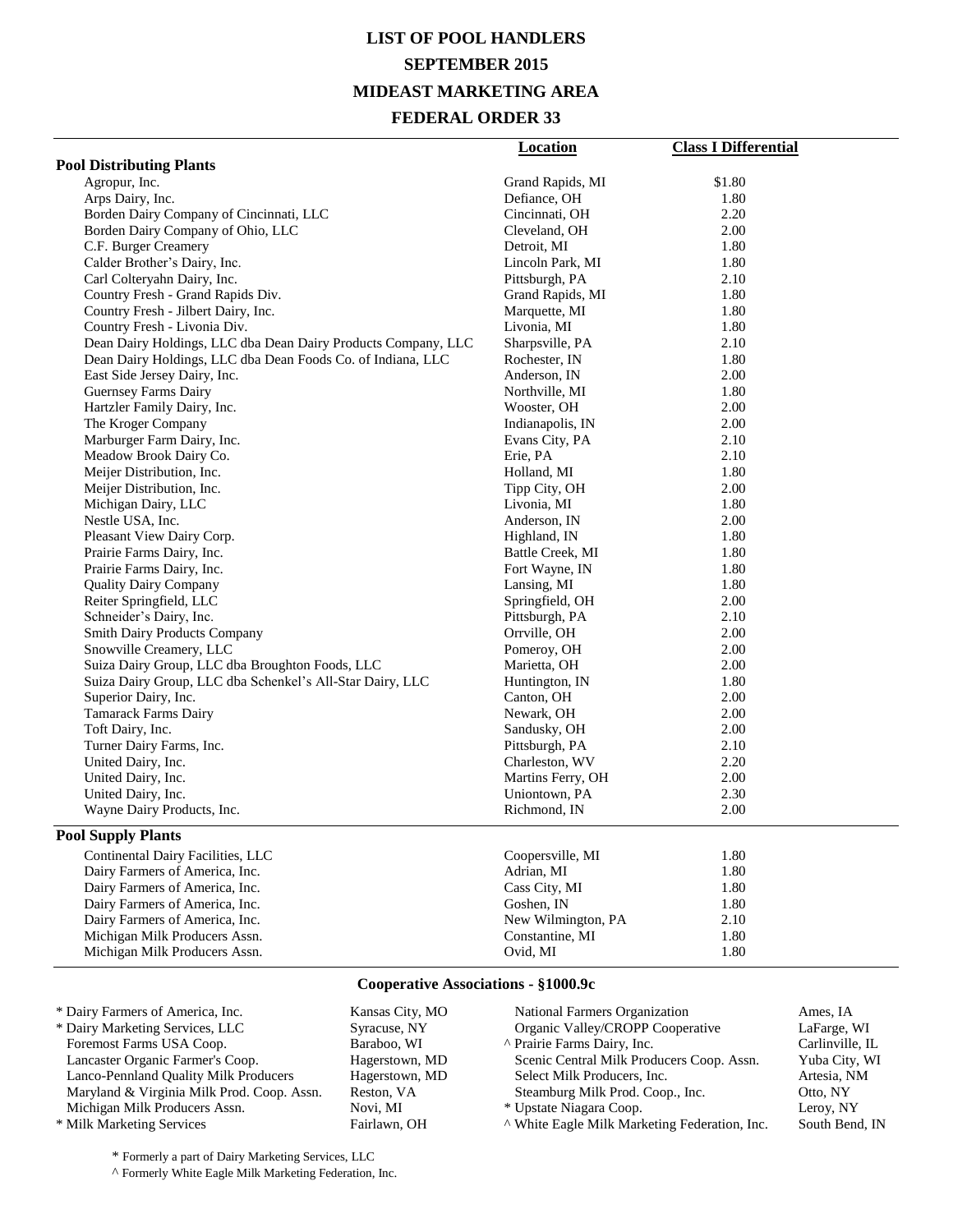# LIST OF POOL HANDLERS

# SEPTEMBER 2015

# MIDEAST MARKETING AREA

# FEDERAL ORDER 33

| | Location | Class I Differential |
|---|---|---|
| **Pool Distributing Plants** | | |
| Agropur, Inc. | Grand Rapids, MI | $1.80 |
| Arps Dairy, Inc. | Defiance, OH | 1.80 |
| Borden Dairy Company of Cincinnati, LLC | Cincinnati, OH | 2.20 |
| Borden Dairy Company of Ohio, LLC | Cleveland, OH | 2.00 |
| C.F. Burger Creamery | Detroit, MI | 1.80 |
| Calder Brother's Dairy, Inc. | Lincoln Park, MI | 1.80 |
| Carl Colteryahn Dairy, Inc. | Pittsburgh, PA | 2.10 |
| Country Fresh - Grand Rapids Div. | Grand Rapids, MI | 1.80 |
| Country Fresh - Jilbert Dairy, Inc. | Marquette, MI | 1.80 |
| Country Fresh - Livonia Div. | Livonia, MI | 1.80 |
| Dean Dairy Holdings, LLC dba Dean Dairy Products Company, LLC | Sharpsville, PA | 2.10 |
| Dean Dairy Holdings, LLC dba Dean Foods Co. of Indiana, LLC | Rochester, IN | 1.80 |
| East Side Jersey Dairy, Inc. | Anderson, IN | 2.00 |
| Guernsey Farms Dairy | Northville, MI | 1.80 |
| Hartzler Family Dairy, Inc. | Wooster, OH | 2.00 |
| The Kroger Company | Indianapolis, IN | 2.00 |
| Marburger Farm Dairy, Inc. | Evans City, PA | 2.10 |
| Meadow Brook Dairy Co. | Erie, PA | 2.10 |
| Meijer Distribution, Inc. | Holland, MI | 1.80 |
| Meijer Distribution, Inc. | Tipp City, OH | 2.00 |
| Michigan Dairy, LLC | Livonia, MI | 1.80 |
| Nestle USA, Inc. | Anderson, IN | 2.00 |
| Pleasant View Dairy Corp. | Highland, IN | 1.80 |
| Prairie Farms Dairy, Inc. | Battle Creek, MI | 1.80 |
| Prairie Farms Dairy, Inc. | Fort Wayne, IN | 1.80 |
| Quality Dairy Company | Lansing, MI | 1.80 |
| Reiter Springfield, LLC | Springfield, OH | 2.00 |
| Schneider's Dairy, Inc. | Pittsburgh, PA | 2.10 |
| Smith Dairy Products Company | Orrville, OH | 2.00 |
| Snowville Creamery, LLC | Pomeroy, OH | 2.00 |
| Suiza Dairy Group, LLC dba Broughton Foods, LLC | Marietta, OH | 2.00 |
| Suiza Dairy Group, LLC dba Schenkel's All-Star Dairy, LLC | Huntington, IN | 1.80 |
| Superior Dairy, Inc. | Canton, OH | 2.00 |
| Tamarack Farms Dairy | Newark, OH | 2.00 |
| Toft Dairy, Inc. | Sandusky, OH | 2.00 |
| Turner Dairy Farms, Inc. | Pittsburgh, PA | 2.10 |
| United Dairy, Inc. | Charleston, WV | 2.20 |
| United Dairy, Inc. | Martins Ferry, OH | 2.00 |
| United Dairy, Inc. | Uniontown, PA | 2.30 |
| Wayne Dairy Products, Inc. | Richmond, IN | 2.00 |
| **Pool Supply Plants** | | |
| Continental Dairy Facilities, LLC | Coopersville, MI | 1.80 |
| Dairy Farmers of America, Inc. | Adrian, MI | 1.80 |
| Dairy Farmers of America, Inc. | Cass City, MI | 1.80 |
| Dairy Farmers of America, Inc. | Goshen, IN | 1.80 |
| Dairy Farmers of America, Inc. | New Wilmington, PA | 2.10 |
| Michigan Milk Producers Assn. | Constantine, MI | 1.80 |
| Michigan Milk Producers Assn. | Ovid, MI | 1.80 |

## Cooperative Associations - §1000.9c

| | | | |
|---|---|---|---|
| * Dairy Farmers of America, Inc. | Kansas City, MO | National Farmers Organization | Ames, IA |
| * Dairy Marketing Services, LLC | Syracuse, NY | Organic Valley/CROPP Cooperative | LaFarge, WI |
| Foremost Farms USA Coop. | Baraboo, WI | ^ Prairie Farms Dairy, Inc. | Carlinville, IL |
| Lancaster Organic Farmer's Coop. | Hagerstown, MD | Scenic Central Milk Producers Coop. Assn. | Yuba City, WI |
| Lanco-Pennland Quality Milk Producers | Hagerstown, MD | Select Milk Producers, Inc. | Artesia, NM |
| Maryland & Virginia Milk Prod. Coop. Assn. | Reston, VA | Steamburg Milk Prod. Coop., Inc. | Otto, NY |
| Michigan Milk Producers Assn. | Novi, MI | * Upstate Niagara Coop. | Leroy, NY |
| * Milk Marketing Services | Fairlawn, OH | ^ White Eagle Milk Marketing Federation, Inc. | South Bend, IN |

\* Formerly a part of Dairy Marketing Services, LLC

^ Formerly White Eagle Milk Marketing Federation, Inc.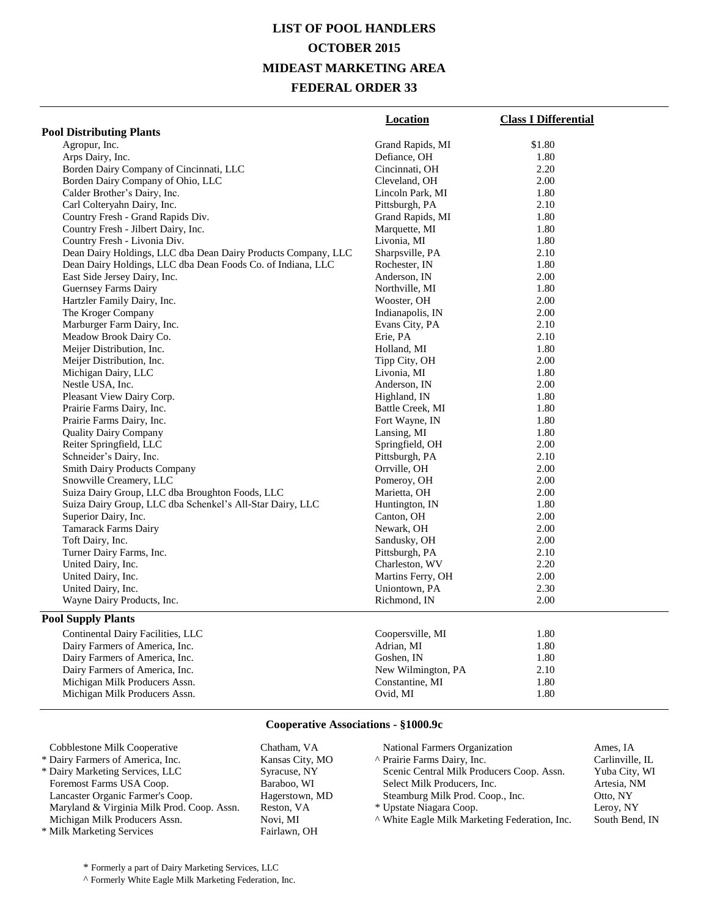# LIST OF POOL HANDLERS
# OCTOBER 2015
# MIDEAST MARKETING AREA
# FEDERAL ORDER 33

| | Location | Class I Differential |
|---|---|---|
| **Pool Distributing Plants** | | |
| Agropur, Inc. | Grand Rapids, MI | $1.80 |
| Arps Dairy, Inc. | Defiance, OH | 1.80 |
| Borden Dairy Company of Cincinnati, LLC | Cincinnati, OH | 2.20 |
| Borden Dairy Company of Ohio, LLC | Cleveland, OH | 2.00 |
| Calder Brother's Dairy, Inc. | Lincoln Park, MI | 1.80 |
| Carl Colteryahn Dairy, Inc. | Pittsburgh, PA | 2.10 |
| Country Fresh - Grand Rapids Div. | Grand Rapids, MI | 1.80 |
| Country Fresh - Jilbert Dairy, Inc. | Marquette, MI | 1.80 |
| Country Fresh - Livonia Div. | Livonia, MI | 1.80 |
| Dean Dairy Holdings, LLC dba Dean Dairy Products Company, LLC | Sharpsville, PA | 2.10 |
| Dean Dairy Holdings, LLC dba Dean Foods Co. of Indiana, LLC | Rochester, IN | 1.80 |
| East Side Jersey Dairy, Inc. | Anderson, IN | 2.00 |
| Guernsey Farms Dairy | Northville, MI | 1.80 |
| Hartzler Family Dairy, Inc. | Wooster, OH | 2.00 |
| The Kroger Company | Indianapolis, IN | 2.00 |
| Marburger Farm Dairy, Inc. | Evans City, PA | 2.10 |
| Meadow Brook Dairy Co. | Erie, PA | 2.10 |
| Meijer Distribution, Inc. | Holland, MI | 1.80 |
| Meijer Distribution, Inc. | Tipp City, OH | 2.00 |
| Michigan Dairy, LLC | Livonia, MI | 1.80 |
| Nestle USA, Inc. | Anderson, IN | 2.00 |
| Pleasant View Dairy Corp. | Highland, IN | 1.80 |
| Prairie Farms Dairy, Inc. | Battle Creek, MI | 1.80 |
| Prairie Farms Dairy, Inc. | Fort Wayne, IN | 1.80 |
| Quality Dairy Company | Lansing, MI | 1.80 |
| Reiter Springfield, LLC | Springfield, OH | 2.00 |
| Schneider's Dairy, Inc. | Pittsburgh, PA | 2.10 |
| Smith Dairy Products Company | Orrville, OH | 2.00 |
| Snowville Creamery, LLC | Pomeroy, OH | 2.00 |
| Suiza Dairy Group, LLC dba Broughton Foods, LLC | Marietta, OH | 2.00 |
| Suiza Dairy Group, LLC dba Schenkel's All-Star Dairy, LLC | Huntington, IN | 1.80 |
| Superior Dairy, Inc. | Canton, OH | 2.00 |
| Tamarack Farms Dairy | Newark, OH | 2.00 |
| Toft Dairy, Inc. | Sandusky, OH | 2.00 |
| Turner Dairy Farms, Inc. | Pittsburgh, PA | 2.10 |
| United Dairy, Inc. | Charleston, WV | 2.20 |
| United Dairy, Inc. | Martins Ferry, OH | 2.00 |
| United Dairy, Inc. | Uniontown, PA | 2.30 |
| Wayne Dairy Products, Inc. | Richmond, IN | 2.00 |
| **Pool Supply Plants** | | |
| Continental Dairy Facilities, LLC | Coopersville, MI | 1.80 |
| Dairy Farmers of America, Inc. | Adrian, MI | 1.80 |
| Dairy Farmers of America, Inc. | Goshen, IN | 1.80 |
| Dairy Farmers of America, Inc. | New Wilmington, PA | 2.10 |
| Michigan Milk Producers Assn. | Constantine, MI | 1.80 |
| Michigan Milk Producers Assn. | Ovid, MI | 1.80 |

## Cooperative Associations - §1000.9c

| Cooperative | Location |
|---|---|
| Cobblestone Milk Cooperative | Chatham, VA |
| * Dairy Farmers of America, Inc. | Kansas City, MO |
| * Dairy Marketing Services, LLC | Syracuse, NY |
| Foremost Farms USA Coop. | Baraboo, WI |
| Lancaster Organic Farmer's Coop. | Hagerstown, MD |
| Maryland & Virginia Milk Prod. Coop. Assn. | Reston, VA |
| Michigan Milk Producers Assn. | Novi, MI |
| * Milk Marketing Services | Fairlawn, OH |
| National Farmers Organization | Ames, IA |
| ^ Prairie Farms Dairy, Inc. | Carlinville, IL |
| Scenic Central Milk Producers Coop. Assn. | Yuba City, WI |
| Select Milk Producers, Inc. | Artesia, NM |
| Steamburg Milk Prod. Coop., Inc. | Otto, NY |
| * Upstate Niagara Coop. | Leroy, NY |
| ^ White Eagle Milk Marketing Federation, Inc. | South Bend, IN |

\* Formerly a part of Dairy Marketing Services, LLC

^ Formerly White Eagle Milk Marketing Federation, Inc.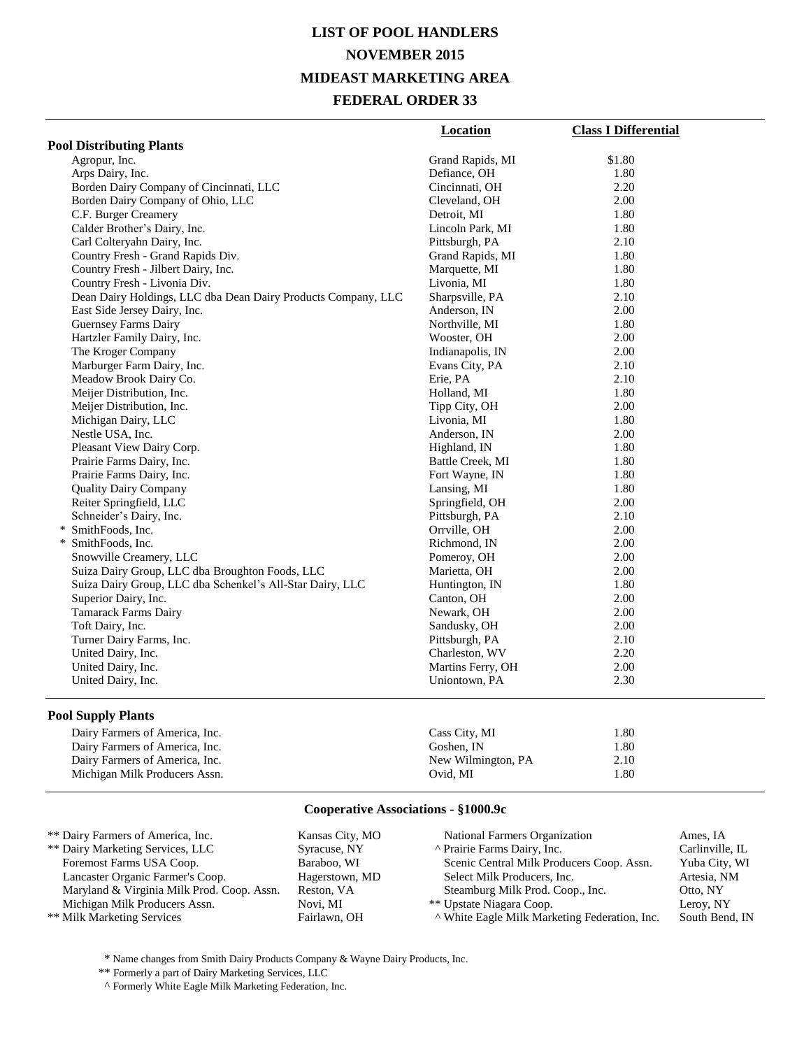# LIST OF POOL HANDLERS
# NOVEMBER 2015
# MIDEAST MARKETING AREA
# FEDERAL ORDER 33

| | Location | Class I Differential |
|---|---|---|
| **Pool Distributing Plants** | | |
| Agropur, Inc. | Grand Rapids, MI | $1.80 |
| Arps Dairy, Inc. | Defiance, OH | 1.80 |
| Borden Dairy Company of Cincinnati, LLC | Cincinnati, OH | 2.20 |
| Borden Dairy Company of Ohio, LLC | Cleveland, OH | 2.00 |
| C.F. Burger Creamery | Detroit, MI | 1.80 |
| Calder Brother's Dairy, Inc. | Lincoln Park, MI | 1.80 |
| Carl Colteryahn Dairy, Inc. | Pittsburgh, PA | 2.10 |
| Country Fresh - Grand Rapids Div. | Grand Rapids, MI | 1.80 |
| Country Fresh - Jilbert Dairy, Inc. | Marquette, MI | 1.80 |
| Country Fresh - Livonia Div. | Livonia, MI | 1.80 |
| Dean Dairy Holdings, LLC dba Dean Dairy Products Company, LLC | Sharpsville, PA | 2.10 |
| East Side Jersey Dairy, Inc. | Anderson, IN | 2.00 |
| Guernsey Farms Dairy | Northville, MI | 1.80 |
| Hartzler Family Dairy, Inc. | Wooster, OH | 2.00 |
| The Kroger Company | Indianapolis, IN | 2.00 |
| Marburger Farm Dairy, Inc. | Evans City, PA | 2.10 |
| Meadow Brook Dairy Co. | Erie, PA | 2.10 |
| Meijer Distribution, Inc. | Holland, MI | 1.80 |
| Meijer Distribution, Inc. | Tipp City, OH | 2.00 |
| Michigan Dairy, LLC | Livonia, MI | 1.80 |
| Nestle USA, Inc. | Anderson, IN | 2.00 |
| Pleasant View Dairy Corp. | Highland, IN | 1.80 |
| Prairie Farms Dairy, Inc. | Battle Creek, MI | 1.80 |
| Prairie Farms Dairy, Inc. | Fort Wayne, IN | 1.80 |
| Quality Dairy Company | Lansing, MI | 1.80 |
| Reiter Springfield, LLC | Springfield, OH | 2.00 |
| Schneider's Dairy, Inc. | Pittsburgh, PA | 2.10 |
| * SmithFoods, Inc. | Orrville, OH | 2.00 |
| * SmithFoods, Inc. | Richmond, IN | 2.00 |
| Snowville Creamery, LLC | Pomeroy, OH | 2.00 |
| Suiza Dairy Group, LLC dba Broughton Foods, LLC | Marietta, OH | 2.00 |
| Suiza Dairy Group, LLC dba Schenkel's All-Star Dairy, LLC | Huntington, IN | 1.80 |
| Superior Dairy, Inc. | Canton, OH | 2.00 |
| Tamarack Farms Dairy | Newark, OH | 2.00 |
| Toft Dairy, Inc. | Sandusky, OH | 2.00 |
| Turner Dairy Farms, Inc. | Pittsburgh, PA | 2.10 |
| United Dairy, Inc. | Charleston, WV | 2.20 |
| United Dairy, Inc. | Martins Ferry, OH | 2.00 |
| United Dairy, Inc. | Uniontown, PA | 2.30 |
| **Pool Supply Plants** | | |
| Dairy Farmers of America, Inc. | Cass City, MI | 1.80 |
| Dairy Farmers of America, Inc. | Goshen, IN | 1.80 |
| Dairy Farmers of America, Inc. | New Wilmington, PA | 2.10 |
| Michigan Milk Producers Assn. | Ovid, MI | 1.80 |

## Cooperative Associations - §1000.9c

| | | | |
|---|---|---|---|
| ** Dairy Farmers of America, Inc. | Kansas City, MO | National Farmers Organization | Ames, IA |
| ** Dairy Marketing Services, LLC | Syracuse, NY | ^ Prairie Farms Dairy, Inc. | Carlinville, IL |
| Foremost Farms USA Coop. | Baraboo, WI | Scenic Central Milk Producers Coop. Assn. | Yuba City, WI |
| Lancaster Organic Farmer's Coop. | Hagerstown, MD | Select Milk Producers, Inc. | Artesia, NM |
| Maryland & Virginia Milk Prod. Coop. Assn. | Reston, VA | Steamburg Milk Prod. Coop., Inc. | Otto, NY |
| Michigan Milk Producers Assn. | Novi, MI | ** Upstate Niagara Coop. | Leroy, NY |
| ** Milk Marketing Services | Fairlawn, OH | ^ White Eagle Milk Marketing Federation, Inc. | South Bend, IN |

\* Name changes from Smith Dairy Products Company & Wayne Dairy Products, Inc.

** Formerly a part of Dairy Marketing Services, LLC

^ Formerly White Eagle Milk Marketing Federation, Inc.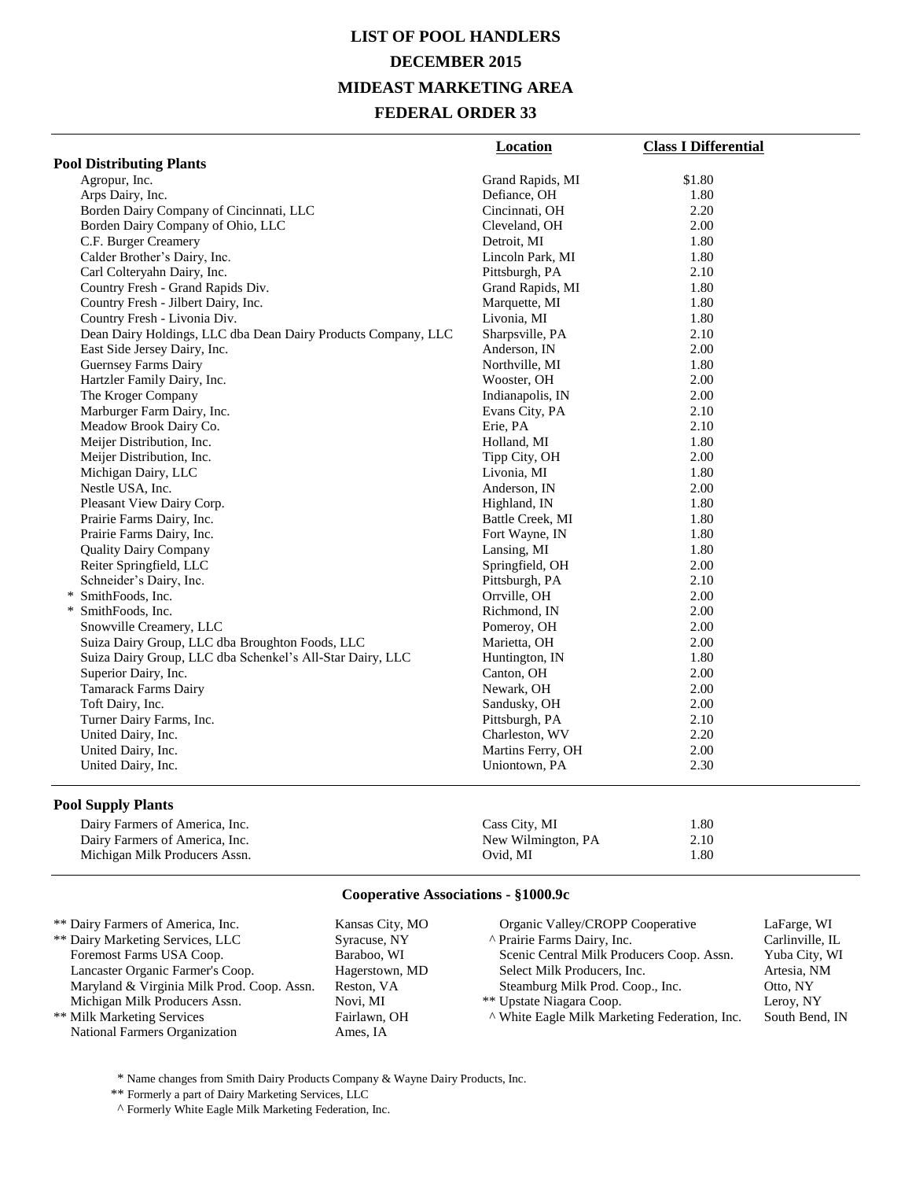# LIST OF POOL HANDLERS
# DECEMBER 2015
# MIDEAST MARKETING AREA
# FEDERAL ORDER 33

| | Location | Class I Differential |
|---|---|---|
| **Pool Distributing Plants** | | |
| Agropur, Inc. | Grand Rapids, MI | $1.80 |
| Arps Dairy, Inc. | Defiance, OH | 1.80 |
| Borden Dairy Company of Cincinnati, LLC | Cincinnati, OH | 2.20 |
| Borden Dairy Company of Ohio, LLC | Cleveland, OH | 2.00 |
| C.F. Burger Creamery | Detroit, MI | 1.80 |
| Calder Brother's Dairy, Inc. | Lincoln Park, MI | 1.80 |
| Carl Colteryahn Dairy, Inc. | Pittsburgh, PA | 2.10 |
| Country Fresh - Grand Rapids Div. | Grand Rapids, MI | 1.80 |
| Country Fresh - Jilbert Dairy, Inc. | Marquette, MI | 1.80 |
| Country Fresh - Livonia Div. | Livonia, MI | 1.80 |
| Dean Dairy Holdings, LLC dba Dean Dairy Products Company, LLC | Sharpsville, PA | 2.10 |
| East Side Jersey Dairy, Inc. | Anderson, IN | 2.00 |
| Guernsey Farms Dairy | Northville, MI | 1.80 |
| Hartzler Family Dairy, Inc. | Wooster, OH | 2.00 |
| The Kroger Company | Indianapolis, IN | 2.00 |
| Marburger Farm Dairy, Inc. | Evans City, PA | 2.10 |
| Meadow Brook Dairy Co. | Erie, PA | 2.10 |
| Meijer Distribution, Inc. | Holland, MI | 1.80 |
| Meijer Distribution, Inc. | Tipp City, OH | 2.00 |
| Michigan Dairy, LLC | Livonia, MI | 1.80 |
| Nestle USA, Inc. | Anderson, IN | 2.00 |
| Pleasant View Dairy Corp. | Highland, IN | 1.80 |
| Prairie Farms Dairy, Inc. | Battle Creek, MI | 1.80 |
| Prairie Farms Dairy, Inc. | Fort Wayne, IN | 1.80 |
| Quality Dairy Company | Lansing, MI | 1.80 |
| Reiter Springfield, LLC | Springfield, OH | 2.00 |
| Schneider's Dairy, Inc. | Pittsburgh, PA | 2.10 |
| * SmithFoods, Inc. | Orrville, OH | 2.00 |
| * SmithFoods, Inc. | Richmond, IN | 2.00 |
| Snowville Creamery, LLC | Pomeroy, OH | 2.00 |
| Suiza Dairy Group, LLC dba Broughton Foods, LLC | Marietta, OH | 2.00 |
| Suiza Dairy Group, LLC dba Schenkel's All-Star Dairy, LLC | Huntington, IN | 1.80 |
| Superior Dairy, Inc. | Canton, OH | 2.00 |
| Tamarack Farms Dairy | Newark, OH | 2.00 |
| Toft Dairy, Inc. | Sandusky, OH | 2.00 |
| Turner Dairy Farms, Inc. | Pittsburgh, PA | 2.10 |
| United Dairy, Inc. | Charleston, WV | 2.20 |
| United Dairy, Inc. | Martins Ferry, OH | 2.00 |
| United Dairy, Inc. | Uniontown, PA | 2.30 |
| **Pool Supply Plants** | | |
| Dairy Farmers of America, Inc. | Cass City, MI | 1.80 |
| Dairy Farmers of America, Inc. | New Wilmington, PA | 2.10 |
| Michigan Milk Producers Assn. | Ovid, MI | 1.80 |

## Cooperative Associations - §1000.9c

| | |
|---|---|
| ** Dairy Farmers of America, Inc. | Kansas City, MO |
| ** Dairy Marketing Services, LLC | Syracuse, NY |
| Foremost Farms USA Coop. | Baraboo, WI |
| Lancaster Organic Farmer's Coop. | Hagerstown, MD |
| Maryland & Virginia Milk Prod. Coop. Assn. | Reston, VA |
| Michigan Milk Producers Assn. | Novi, MI |
| ** Milk Marketing Services | Fairlawn, OH |
| National Farmers Organization | Ames, IA |
| Organic Valley/CROPP Cooperative | LaFarge, WI |
| ^ Prairie Farms Dairy, Inc. | Carlinville, IL |
| Scenic Central Milk Producers Coop. Assn. | Yuba City, WI |
| Select Milk Producers, Inc. | Artesia, NM |
| Steamburg Milk Prod. Coop., Inc. | Otto, NY |
| ** Upstate Niagara Coop. | Leroy, NY |
| ^ White Eagle Milk Marketing Federation, Inc. | South Bend, IN |

\* Name changes from Smith Dairy Products Company & Wayne Dairy Products, Inc.

** Formerly a part of Dairy Marketing Services, LLC

^ Formerly White Eagle Milk Marketing Federation, Inc.